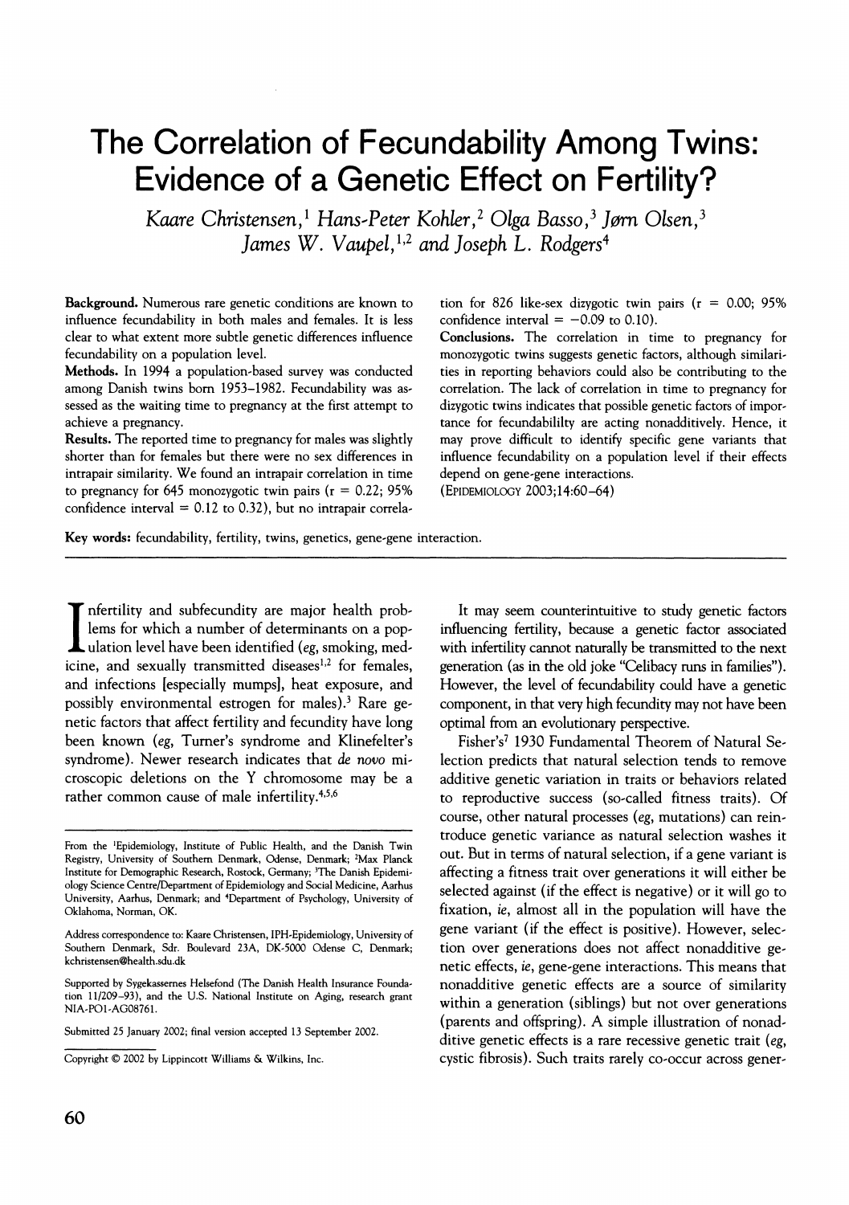# The Correlation of Fecundability Among Twins: Evidence of a Genetic Effect on Fertility?

*Kaare Christensen,[1] Hans-Peter Kohler,[2] Olga Basso,[3] Jørn Olsen,[3] James W. Vaupel,[1,2] and Joseph L. Rodgers[4]*

**Background.** Numerous rare genetic conditions are known to influence fecundability in both males and females. It is less clear to what extent more subtle genetic differences influence fecundability on a population level.

**Methods.** In 1994 a population-based survey was conducted among Danish twins born 1953–1982. Fecundability was assessed as the waiting time to pregnancy at the first attempt to achieve a pregnancy.

**Results.** The reported time to pregnancy for males was slightly shorter than for females but there were no sex differences in intrapair similarity. We found an intrapair correlation in time to pregnancy for 645 monozygotic twin pairs (r = 0.22; 95% confidence interval = 0.12 to 0.32), but no intrapair correlation for 826 like-sex dizygotic twin pairs (r = 0.00; 95% confidence interval = −0.09 to 0.10).

**Conclusions.** The correlation in time to pregnancy for monozygotic twins suggests genetic factors, although similarities in reporting behaviors could also be contributing to the correlation. The lack of correlation in time to pregnancy for dizygotic twins indicates that possible genetic factors of importance for fecundabililty are acting nonadditively. Hence, it may prove difficult to identify specific gene variants that influence fecundability on a population level if their effects depend on gene-gene interactions.

(EPIDEMIOLOGY 2003;14:60–64)

**Key words:** fecundability, fertility, twins, genetics, gene-gene interaction.

Infertility and subfecundity are major health problems for which a number of determinants on a population level have been identified (*eg*, smoking, medicine, and sexually transmitted diseases[1,2] for females, and infections [especially mumps], heat exposure, and possibly environmental estrogen for males).[3] Rare genetic factors that affect fertility and fecundity have long been known (*eg*, Turner's syndrome and Klinefelter's syndrome). Newer research indicates that *de novo* microscopic deletions on the Y chromosome may be a rather common cause of male infertility.[4,5,6]

It may seem counterintuitive to study genetic factors influencing fertility, because a genetic factor associated with infertility cannot naturally be transmitted to the next generation (as in the old joke "Celibacy runs in families"). However, the level of fecundability could have a genetic component, in that very high fecundity may not have been optimal from an evolutionary perspective.

Fisher's[7] 1930 Fundamental Theorem of Natural Selection predicts that natural selection tends to remove additive genetic variation in traits or behaviors related to reproductive success (so-called fitness traits). Of course, other natural processes (*eg*, mutations) can reintroduce genetic variance as natural selection washes it out. But in terms of natural selection, if a gene variant is affecting a fitness trait over generations it will either be selected against (if the effect is negative) or it will go to fixation, *ie*, almost all in the population will have the gene variant (if the effect is positive). However, selection over generations does not affect nonadditive genetic effects, *ie*, gene-gene interactions. This means that nonadditive genetic effects are a source of similarity within a generation (siblings) but not over generations (parents and offspring). A simple illustration of nonadditive genetic effects is a rare recessive genetic trait (*eg*, cystic fibrosis). Such traits rarely co-occur across gener-

From the [1]Epidemiology, Institute of Public Health, and the Danish Twin Registry, University of Southern Denmark, Odense, Denmark; [2]Max Planck Institute for Demographic Research, Rostock, Germany; [3]The Danish Epidemiology Science Centre/Department of Epidemiology and Social Medicine, Aarhus University, Aarhus, Denmark; and [4]Department of Psychology, University of Oklahoma, Norman, OK.

Address correspondence to: Kaare Christensen, IPH-Epidemiology, University of Southern Denmark, Sdr. Boulevard 23A, DK-5000 Odense C, Denmark; kchristensen@health.sdu.dk

Supported by Sygekassernes Helsefond (The Danish Health Insurance Foundation 11/209–93), and the U.S. National Institute on Aging, research grant NIA-PO1-AG08761.

Submitted 25 January 2002; final version accepted 13 September 2002.

Copyright © 2002 by Lippincott Williams & Wilkins, Inc.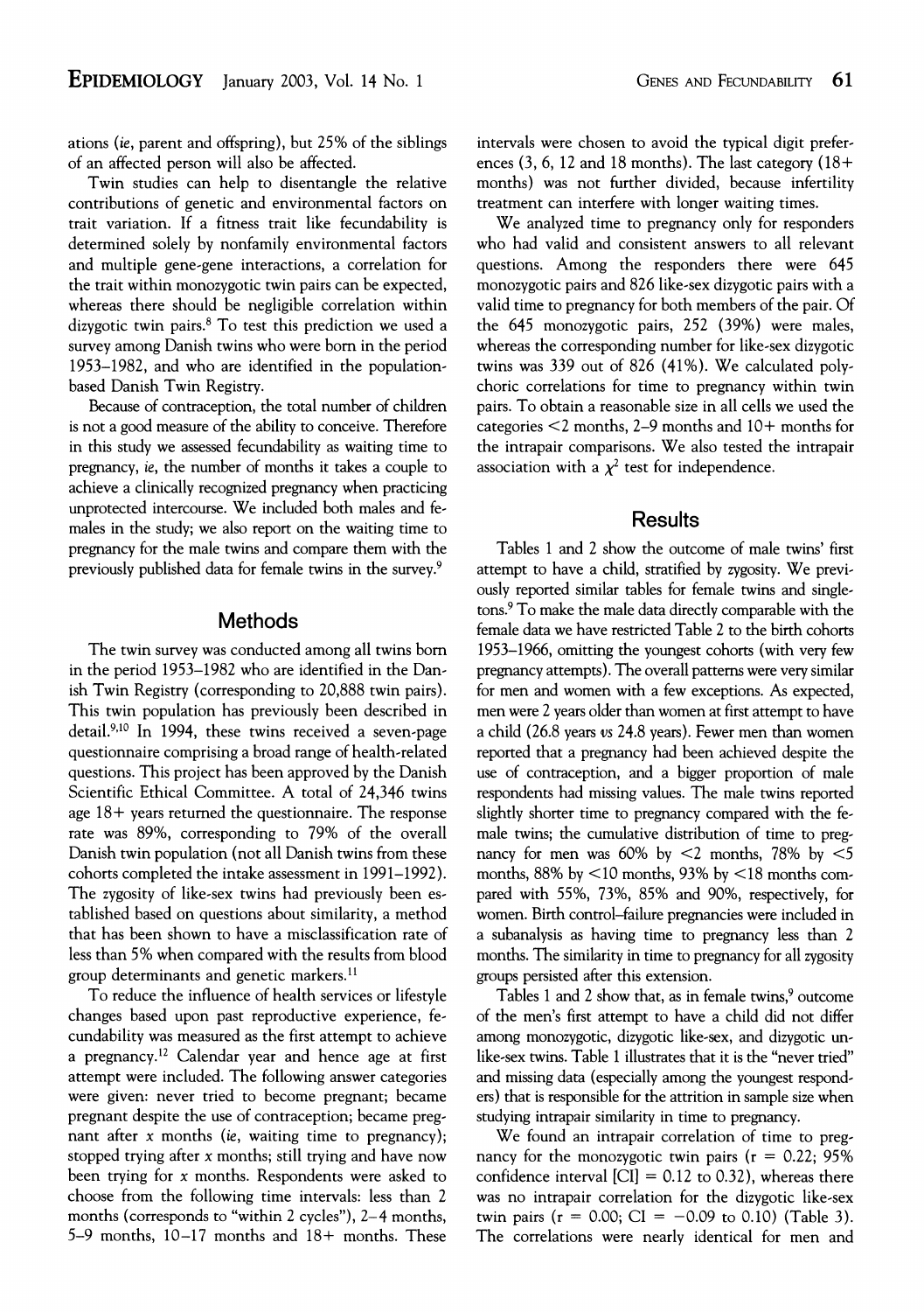ations (*ie*, parent and offspring), but 25% of the siblings of an affected person will also be affected.

Twin studies can help to disentangle the relative contributions of genetic and environmental factors on trait variation. If a fitness trait like fecundability is determined solely by nonfamily environmental factors and multiple gene-gene interactions, a correlation for the trait within monozygotic twin pairs can be expected, whereas there should be negligible correlation within dizygotic twin pairs.[8] To test this prediction we used a survey among Danish twins who were born in the period 1953–1982, and who are identified in the population-based Danish Twin Registry.

Because of contraception, the total number of children is not a good measure of the ability to conceive. Therefore in this study we assessed fecundability as waiting time to pregnancy, *ie*, the number of months it takes a couple to achieve a clinically recognized pregnancy when practicing unprotected intercourse. We included both males and females in the study; we also report on the waiting time to pregnancy for the male twins and compare them with the previously published data for female twins in the survey.[9]

## Methods

The twin survey was conducted among all twins born in the period 1953–1982 who are identified in the Danish Twin Registry (corresponding to 20,888 twin pairs). This twin population has previously been described in detail.[9,10] In 1994, these twins received a seven-page questionnaire comprising a broad range of health-related questions. This project has been approved by the Danish Scientific Ethical Committee. A total of 24,346 twins age 18+ years returned the questionnaire. The response rate was 89%, corresponding to 79% of the overall Danish twin population (not all Danish twins from these cohorts completed the intake assessment in 1991–1992). The zygosity of like-sex twins had previously been established based on questions about similarity, a method that has been shown to have a misclassification rate of less than 5% when compared with the results from blood group determinants and genetic markers.[11]

To reduce the influence of health services or lifestyle changes based upon past reproductive experience, fecundability was measured as the first attempt to achieve a pregnancy.[12] Calendar year and hence age at first attempt were included. The following answer categories were given: never tried to become pregnant; became pregnant despite the use of contraception; became pregnant after *x* months (*ie*, waiting time to pregnancy); stopped trying after *x* months; still trying and have now been trying for *x* months. Respondents were asked to choose from the following time intervals: less than 2 months (corresponds to "within 2 cycles"), 2–4 months, 5–9 months, 10–17 months and 18+ months. These intervals were chosen to avoid the typical digit preferences (3, 6, 12 and 18 months). The last category (18+ months) was not further divided, because infertility treatment can interfere with longer waiting times.

We analyzed time to pregnancy only for responders who had valid and consistent answers to all relevant questions. Among the responders there were 645 monozygotic pairs and 826 like-sex dizygotic pairs with a valid time to pregnancy for both members of the pair. Of the 645 monozygotic pairs, 252 (39%) were males, whereas the corresponding number for like-sex dizygotic twins was 339 out of 826 (41%). We calculated polychoric correlations for time to pregnancy within twin pairs. To obtain a reasonable size in all cells we used the categories <2 months, 2–9 months and 10+ months for the intrapair comparisons. We also tested the intrapair association with a $\chi^2$ test for independence.

## Results

Tables 1 and 2 show the outcome of male twins' first attempt to have a child, stratified by zygosity. We previously reported similar tables for female twins and singletons.[9] To make the male data directly comparable with the female data we have restricted Table 2 to the birth cohorts 1953–1966, omitting the youngest cohorts (with very few pregnancy attempts). The overall patterns were very similar for men and women with a few exceptions. As expected, men were 2 years older than women at first attempt to have a child (26.8 years *vs* 24.8 years). Fewer men than women reported that a pregnancy had been achieved despite the use of contraception, and a bigger proportion of male respondents had missing values. The male twins reported slightly shorter time to pregnancy compared with the female twins; the cumulative distribution of time to pregnancy for men was 60% by <2 months, 78% by <5 months, 88% by <10 months, 93% by <18 months compared with 55%, 73%, 85% and 90%, respectively, for women. Birth control–failure pregnancies were included in a subanalysis as having time to pregnancy less than 2 months. The similarity in time to pregnancy for all zygosity groups persisted after this extension.

Tables 1 and 2 show that, as in female twins,[9] outcome of the men's first attempt to have a child did not differ among monozygotic, dizygotic like-sex, and dizygotic unlike-sex twins. Table 1 illustrates that it is the "never tried" and missing data (especially among the youngest responders) that is responsible for the attrition in sample size when studying intrapair similarity in time to pregnancy.

We found an intrapair correlation of time to pregnancy for the monozygotic twin pairs (r = 0.22; 95% confidence interval [CI] = 0.12 to 0.32), whereas there was no intrapair correlation for the dizygotic like-sex twin pairs (r = 0.00; CI = −0.09 to 0.10) (Table 3). The correlations were nearly identical for men and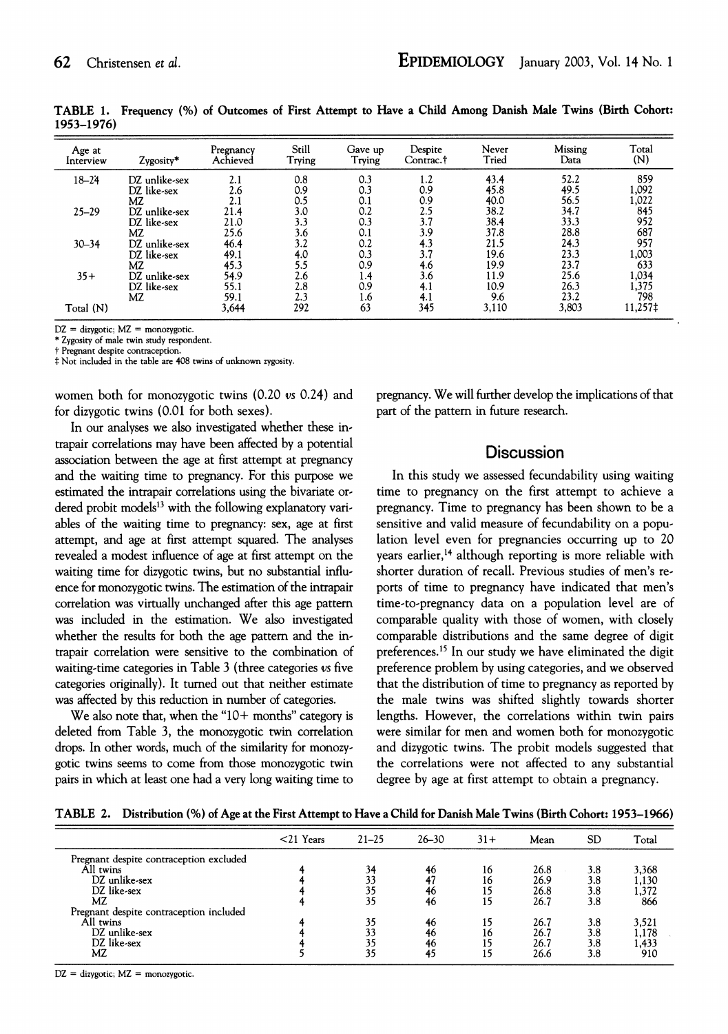**TABLE 1. Frequency (%) of Outcomes of First Attempt to Have a Child Among Danish Male Twins (Birth Cohort: 1953–1976)**

| Age at Interview | Zygosity* | Pregnancy Achieved | Still Trying | Gave up Trying | Despite Contrac.† | Never Tried | Missing Data | Total (N) |
|---|---|---|---|---|---|---|---|---|
| 18–24 | DZ unlike-sex | 2.1 | 0.8 | 0.3 | 1.2 | 43.4 | 52.2 | 859 |
| | DZ like-sex | 2.6 | 0.9 | 0.3 | 0.9 | 45.8 | 49.5 | 1,092 |
| | MZ | 2.1 | 0.5 | 0.1 | 0.9 | 40.0 | 56.5 | 1,022 |
| 25–29 | DZ unlike-sex | 21.4 | 3.0 | 0.2 | 2.5 | 38.2 | 34.7 | 845 |
| | DZ like-sex | 21.0 | 3.3 | 0.3 | 3.7 | 38.4 | 33.3 | 952 |
| | MZ | 25.6 | 3.6 | 0.1 | 3.9 | 37.8 | 28.8 | 687 |
| 30–34 | DZ unlike-sex | 46.4 | 3.2 | 0.2 | 4.3 | 21.5 | 24.3 | 957 |
| | DZ like-sex | 49.1 | 4.0 | 0.3 | 3.7 | 19.6 | 23.3 | 1,003 |
| | MZ | 45.3 | 5.5 | 0.9 | 4.6 | 19.9 | 23.7 | 633 |
| 35+ | DZ unlike-sex | 54.9 | 2.6 | 1.4 | 3.6 | 11.9 | 25.6 | 1,034 |
| | DZ like-sex | 55.1 | 2.8 | 0.9 | 4.1 | 10.9 | 26.3 | 1,375 |
| | MZ | 59.1 | 2.3 | 1.6 | 4.1 | 9.6 | 23.2 | 798 |
| Total (N) | | 3,644 | 292 | 63 | 345 | 3,110 | 3,803 | 11,257‡ |

DZ = dizygotic; MZ = monozygotic.
\* Zygosity of male twin study respondent.
† Pregnant despite contraception.
‡ Not included in the table are 408 twins of unknown zygosity.

women both for monozygotic twins (0.20 *vs* 0.24) and for dizygotic twins (0.01 for both sexes).

In our analyses we also investigated whether these intrapair correlations may have been affected by a potential association between the age at first attempt at pregnancy and the waiting time to pregnancy. For this purpose we estimated the intrapair correlations using the bivariate ordered probit models[13] with the following explanatory variables of the waiting time to pregnancy: sex, age at first attempt, and age at first attempt squared. The analyses revealed a modest influence of age at first attempt on the waiting time for dizygotic twins, but no substantial influence for monozygotic twins. The estimation of the intrapair correlation was virtually unchanged after this age pattern was included in the estimation. We also investigated whether the results for both the age pattern and the intrapair correlation were sensitive to the combination of waiting-time categories in Table 3 (three categories *vs* five categories originally). It turned out that neither estimate was affected by this reduction in number of categories.

We also note that, when the "10+ months" category is deleted from Table 3, the monozygotic twin correlation drops. In other words, much of the similarity for monozygotic twins seems to come from those monozygotic twin pairs in which at least one had a very long waiting time to pregnancy. We will further develop the implications of that part of the pattern in future research.

## Discussion

In this study we assessed fecundability using waiting time to pregnancy on the first attempt to achieve a pregnancy. Time to pregnancy has been shown to be a sensitive and valid measure of fecundability on a population level even for pregnancies occurring up to 20 years earlier,[14] although reporting is more reliable with shorter duration of recall. Previous studies of men's reports of time to pregnancy have indicated that men's time-to-pregnancy data on a population level are of comparable quality with those of women, with closely comparable distributions and the same degree of digit preferences.[15] In our study we have eliminated the digit preference problem by using categories, and we observed that the distribution of time to pregnancy as reported by the male twins was shifted slightly towards shorter lengths. However, the correlations within twin pairs were similar for men and women both for monozygotic and dizygotic twins. The probit models suggested that the correlations were not affected to any substantial degree by age at first attempt to obtain a pregnancy.

**TABLE 2. Distribution (%) of Age at the First Attempt to Have a Child for Danish Male Twins (Birth Cohort: 1953–1966)**

| | <21 Years | 21–25 | 26–30 | 31+ | Mean | SD | Total |
|---|---|---|---|---|---|---|---|
| Pregnant despite contraception excluded | | | | | | | |
| All twins | 4 | 34 | 46 | 16 | 26.8 | 3.8 | 3,368 |
| DZ unlike-sex | 4 | 33 | 47 | 16 | 26.9 | 3.8 | 1,130 |
| DZ like-sex | 4 | 35 | 46 | 15 | 26.8 | 3.8 | 1,372 |
| MZ | 4 | 35 | 46 | 15 | 26.7 | 3.8 | 866 |
| Pregnant despite contraception included | | | | | | | |
| All twins | 4 | 35 | 46 | 15 | 26.7 | 3.8 | 3,521 |
| DZ unlike-sex | 4 | 33 | 46 | 16 | 26.7 | 3.8 | 1,178 |
| DZ like-sex | 4 | 35 | 46 | 15 | 26.7 | 3.8 | 1,433 |
| MZ | 5 | 35 | 45 | 15 | 26.6 | 3.8 | 910 |

DZ = dizygotic; MZ = monozygotic.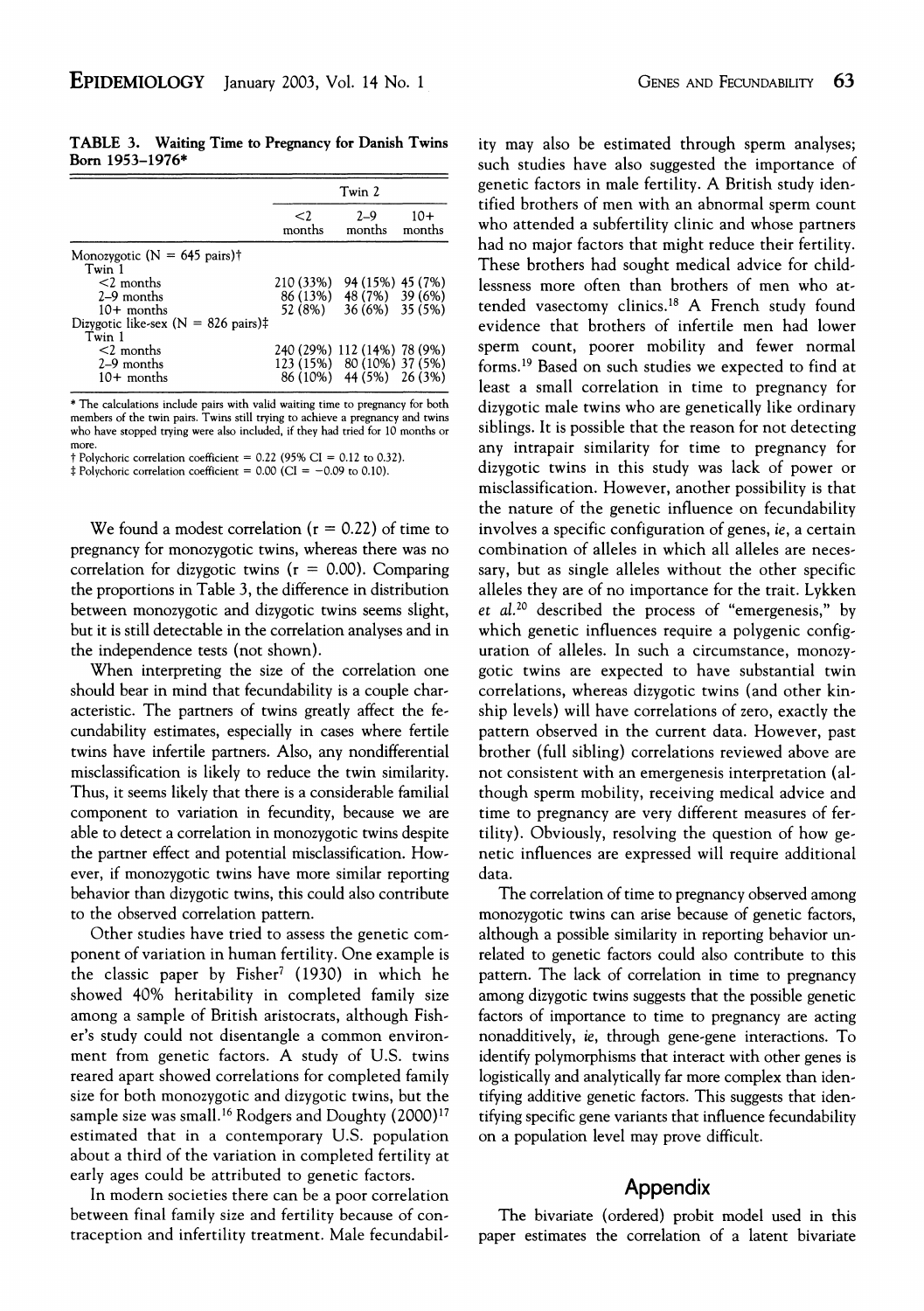**TABLE 3. Waiting Time to Pregnancy for Danish Twins Born 1953–1976***

| | Twin 2 | | |
|---|---|---|---|
| | <2 months | 2–9 months | 10+ months |
| Monozygotic (N = 645 pairs)† | | | |
| Twin 1 | | | |
| <2 months | 210 (33%) | 94 (15%) | 45 (7%) |
| 2–9 months | 86 (13%) | 48 (7%) | 39 (6%) |
| 10+ months | 52 (8%) | 36 (6%) | 35 (5%) |
| Dizygotic like-sex (N = 826 pairs)‡ | | | |
| Twin 1 | | | |
| <2 months | 240 (29%) | 112 (14%) | 78 (9%) |
| 2–9 months | 123 (15%) | 80 (10%) | 37 (5%) |
| 10+ months | 86 (10%) | 44 (5%) | 26 (3%) |

* The calculations include pairs with valid waiting time to pregnancy for both members of the twin pairs. Twins still trying to achieve a pregnancy and twins who have stopped trying were also included, if they had tried for 10 months or more.

† Polychoric correlation coefficient = 0.22 (95% CI = 0.12 to 0.32).

‡ Polychoric correlation coefficient = 0.00 (CI = −0.09 to 0.10).

We found a modest correlation (r = 0.22) of time to pregnancy for monozygotic twins, whereas there was no correlation for dizygotic twins (r = 0.00). Comparing the proportions in Table 3, the difference in distribution between monozygotic and dizygotic twins seems slight, but it is still detectable in the correlation analyses and in the independence tests (not shown).

When interpreting the size of the correlation one should bear in mind that fecundability is a couple characteristic. The partners of twins greatly affect the fecundability estimates, especially in cases where fertile twins have infertile partners. Also, any nondifferential misclassification is likely to reduce the twin similarity. Thus, it seems likely that there is a considerable familial component to variation in fecundity, because we are able to detect a correlation in monozygotic twins despite the partner effect and potential misclassification. However, if monozygotic twins have more similar reporting behavior than dizygotic twins, this could also contribute to the observed correlation pattern.

Other studies have tried to assess the genetic component of variation in human fertility. One example is the classic paper by Fisher[7] (1930) in which he showed 40% heritability in completed family size among a sample of British aristocrats, although Fisher's study could not disentangle a common environment from genetic factors. A study of U.S. twins reared apart showed correlations for completed family size for both monozygotic and dizygotic twins, but the sample size was small.[16] Rodgers and Doughty (2000)[17] estimated that in a contemporary U.S. population about a third of the variation in completed fertility at early ages could be attributed to genetic factors.

In modern societies there can be a poor correlation between final family size and fertility because of contraception and infertility treatment. Male fecundability may also be estimated through sperm analyses; such studies have also suggested the importance of genetic factors in male fertility. A British study identified brothers of men with an abnormal sperm count who attended a subfertility clinic and whose partners had no major factors that might reduce their fertility. These brothers had sought medical advice for childlessness more often than brothers of men who attended vasectomy clinics.[18] A French study found evidence that brothers of infertile men had lower sperm count, poorer mobility and fewer normal forms.[19] Based on such studies we expected to find at least a small correlation in time to pregnancy for dizygotic male twins who are genetically like ordinary siblings. It is possible that the reason for not detecting any intrapair similarity for time to pregnancy for dizygotic twins in this study was lack of power or misclassification. However, another possibility is that the nature of the genetic influence on fecundability involves a specific configuration of genes, *ie*, a certain combination of alleles in which all alleles are necessary, but as single alleles without the other specific alleles they are of no importance for the trait. Lykken *et al.*[20] described the process of "emergenesis," by which genetic influences require a polygenic configuration of alleles. In such a circumstance, monozygotic twins are expected to have substantial twin correlations, whereas dizygotic twins (and other kinship levels) will have correlations of zero, exactly the pattern observed in the current data. However, past brother (full sibling) correlations reviewed above are not consistent with an emergenesis interpretation (although sperm mobility, receiving medical advice and time to pregnancy are very different measures of fertility). Obviously, resolving the question of how genetic influences are expressed will require additional data.

The correlation of time to pregnancy observed among monozygotic twins can arise because of genetic factors, although a possible similarity in reporting behavior unrelated to genetic factors could also contribute to this pattern. The lack of correlation in time to pregnancy among dizygotic twins suggests that the possible genetic factors of importance to time to pregnancy are acting nonadditively, *ie*, through gene-gene interactions. To identify polymorphisms that interact with other genes is logistically and analytically far more complex than identifying additive genetic factors. This suggests that identifying specific gene variants that influence fecundability on a population level may prove difficult.

## Appendix

The bivariate (ordered) probit model used in this paper estimates the correlation of a latent bivariate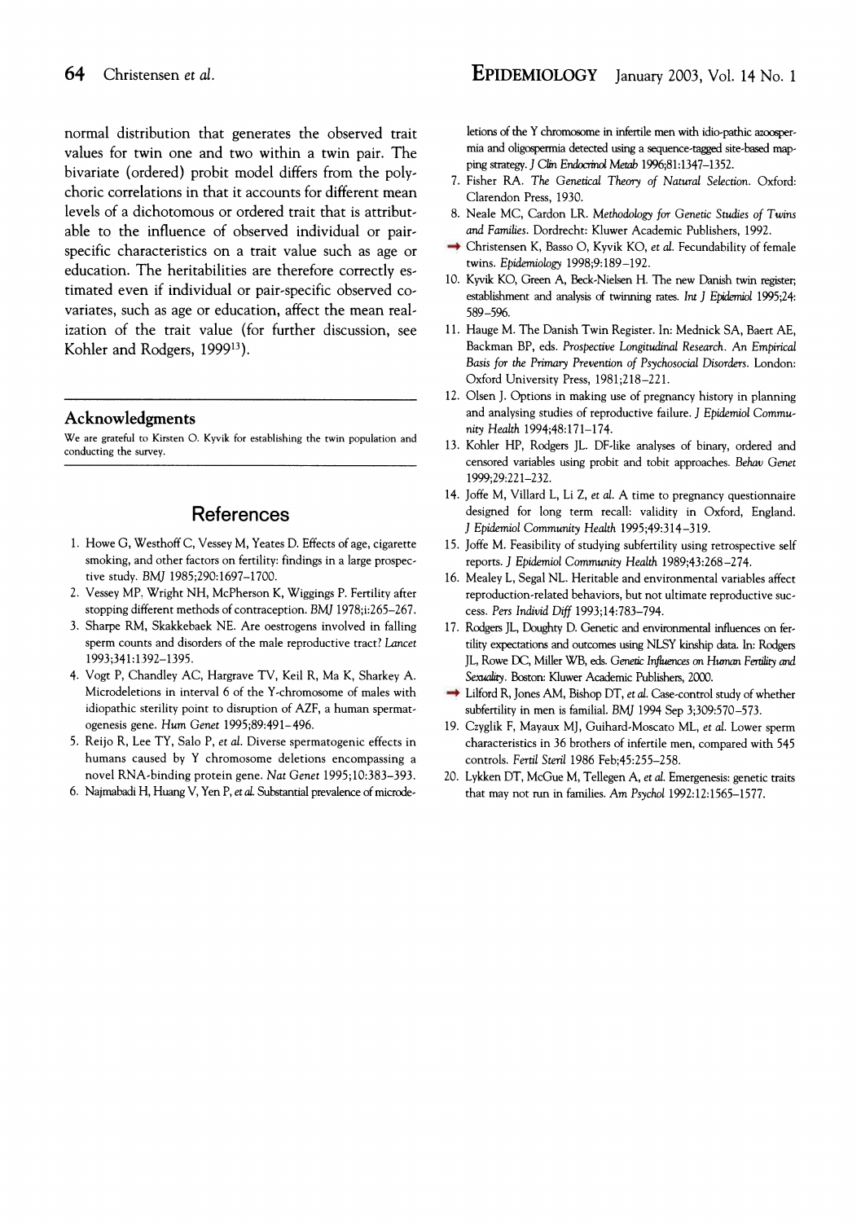normal distribution that generates the observed trait values for twin one and two within a twin pair. The bivariate (ordered) probit model differs from the polychoric correlations in that it accounts for different mean levels of a dichotomous or ordered trait that is attributable to the influence of observed individual or pair-specific characteristics on a trait value such as age or education. The heritabilities are therefore correctly estimated even if individual or pair-specific observed covariates, such as age or education, affect the mean realization of the trait value (for further discussion, see Kohler and Rodgers, 1999[13]).

## Acknowledgments

We are grateful to Kirsten O. Kyvik for establishing the twin population and conducting the survey.

## References

1. Howe G, Westhoff C, Vessey M, Yeates D. Effects of age, cigarette smoking, and other factors on fertility: findings in a large prospective study. *BMJ* 1985;290:1697–1700.
2. Vessey MP, Wright NH, McPherson K, Wiggings P. Fertility after stopping different methods of contraception. *BMJ* 1978;i:265–267.
3. Sharpe RM, Skakkebaek NE. Are oestrogens involved in falling sperm counts and disorders of the male reproductive tract? *Lancet* 1993;341:1392–1395.
4. Vogt P, Chandley AC, Hargrave TV, Keil R, Ma K, Sharkey A. Microdeletions in interval 6 of the Y-chromosome of males with idiopathic sterility point to disruption of AZF, a human spermatogenesis gene. *Hum Genet* 1995;89:491–496.
5. Reijo R, Lee TY, Salo P, *et al.* Diverse spermatogenic effects in humans caused by Y chromosome deletions encompassing a novel RNA-binding protein gene. *Nat Genet* 1995;10:383–393.
6. Najmabadi H, Huang V, Yen P, *et al.* Substantial prevalence of microdeletions of the Y chromosome in infertile men with idio-pathic azoospermia and oligospermia detected using a sequence-tagged site-based mapping strategy. *J Clin Endocrinol Metab* 1996;81:1347–1352.
7. Fisher RA. *The Genetical Theory of Natural Selection.* Oxford: Clarendon Press, 1930.
8. Neale MC, Cardon LR. *Methodology for Genetic Studies of Twins and Families.* Dordrecht: Kluwer Academic Publishers, 1992.
9. Christensen K, Basso O, Kyvik KO, *et al.* Fecundability of female twins. *Epidemiology* 1998;9:189–192.
10. Kyvik KO, Green A, Beck-Nielsen H. The new Danish twin register; establishment and analysis of twinning rates. *Int J Epidemiol* 1995;24:589–596.
11. Hauge M. The Danish Twin Register. In: Mednick SA, Baert AE, Backman BP, eds. *Prospective Longitudinal Research. An Empirical Basis for the Primary Prevention of Psychosocial Disorders.* London: Oxford University Press, 1981;218–221.
12. Olsen J. Options in making use of pregnancy history in planning and analysing studies of reproductive failure. *J Epidemiol Community Health* 1994;48:171–174.
13. Kohler HP, Rodgers JL. DF-like analyses of binary, ordered and censored variables using probit and tobit approaches. *Behav Genet* 1999;29:221–232.
14. Joffe M, Villard L, Li Z, *et al.* A time to pregnancy questionnaire designed for long term recall: validity in Oxford, England. *J Epidemiol Community Health* 1995;49:314–319.
15. Joffe M. Feasibility of studying subfertility using retrospective self reports. *J Epidemiol Community Health* 1989;43:268–274.
16. Mealey L, Segal NL. Heritable and environmental variables affect reproduction-related behaviors, but not ultimate reproductive success. *Pers Individ Diff* 1993;14:783–794.
17. Rodgers JL, Doughty D. Genetic and environmental influences on fertility expectations and outcomes using NLSY kinship data. In: Rodgers JL, Rowe DC, Miller WB, eds. *Genetic Influences on Human Fertility and Sexuality.* Boston: Kluwer Academic Publishers, 2000.
18. Lilford R, Jones AM, Bishop DT, *et al.* Case-control study of whether subfertility in men is familial. *BMJ* 1994 Sep 3;309:570–573.
19. Czyglik F, Mayaux MJ, Guihard-Moscato ML, *et al.* Lower sperm characteristics in 36 brothers of infertile men, compared with 545 controls. *Fertil Steril* 1986 Feb;45:255–258.
20. Lykken DT, McGue M, Tellegen A, *et al.* Emergenesis: genetic traits that may not run in families. *Am Psychol* 1992:12:1565–1577.